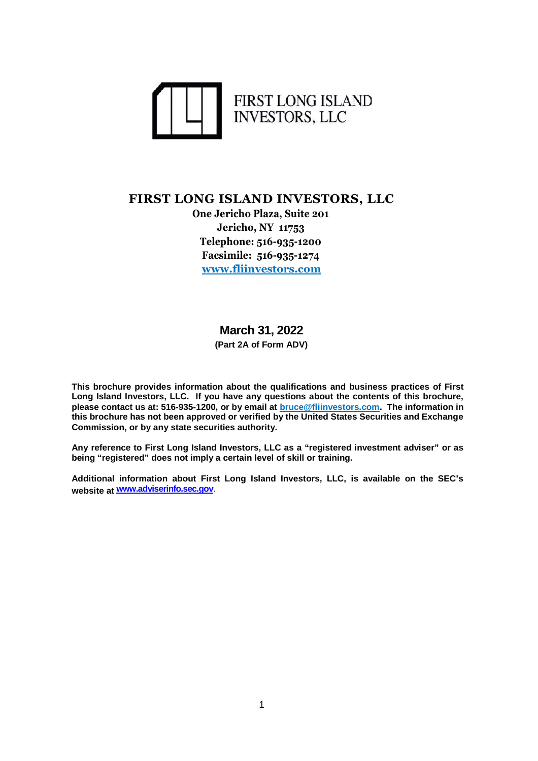FIRST LONG ISLAND INVESTORS, LLC

# FIRST LONG ISLAND INVESTORS, LLC

**One Jericho Plaza, Suite 201**
**Jericho, NY 11753**
**Telephone: 516-935-1200**
**Facsimile: 516-935-1274**
**www.fliinvestors.com**

## March 31, 2022

**(Part 2A of Form ADV)**

**This brochure provides information about the qualifications and business practices of First Long Island Investors, LLC. If you have any questions about the contents of this brochure, please contact us at: 516-935-1200, or by email at bruce@fliinvestors.com. The information in this brochure has not been approved or verified by the United States Securities and Exchange Commission, or by any state securities authority.**

**Any reference to First Long Island Investors, LLC as a "registered investment adviser" or as being "registered" does not imply a certain level of skill or training.**

**Additional information about First Long Island Investors, LLC, is available on the SEC's website at www.adviserinfo.sec.gov.**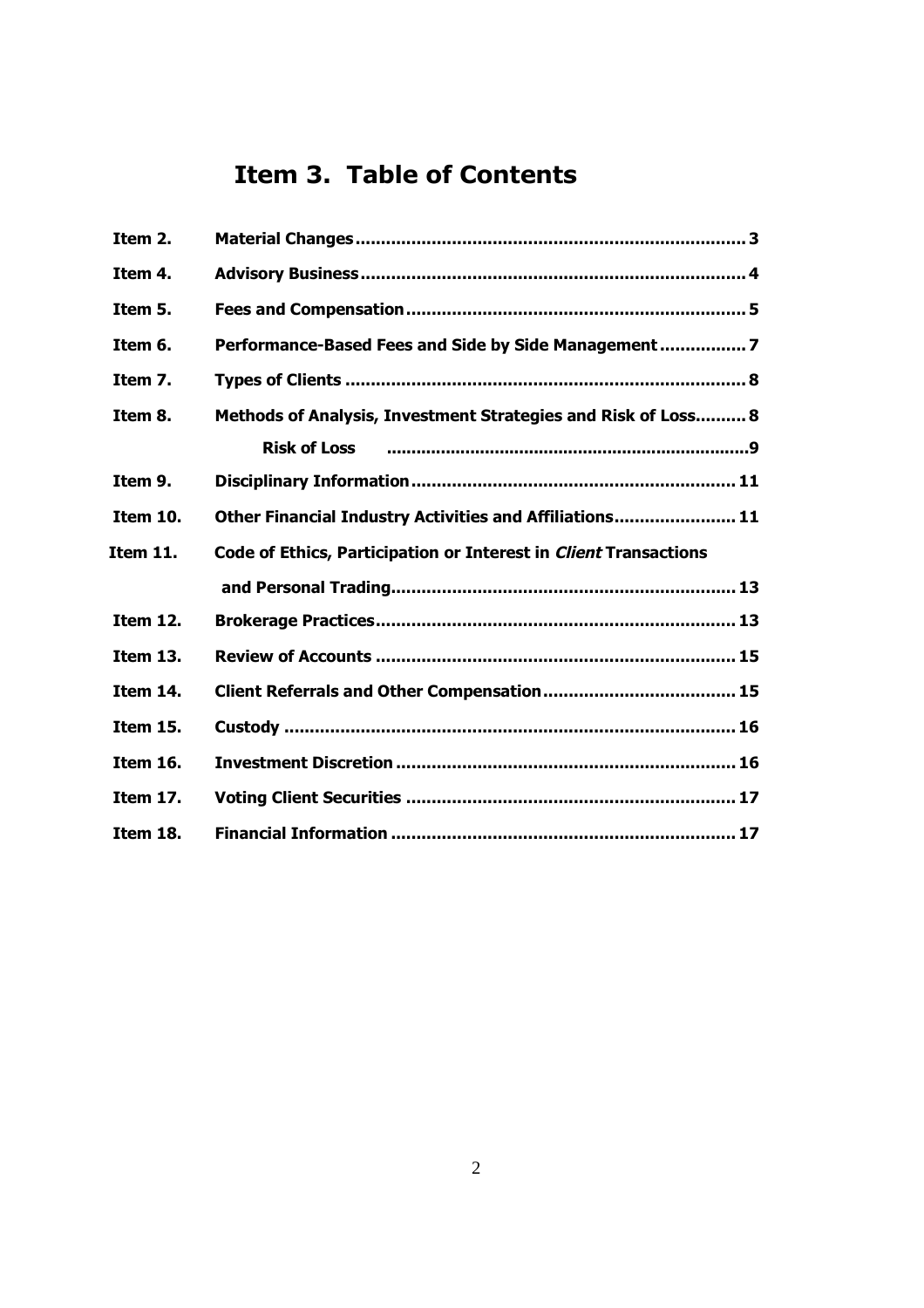# Item 3. Table of Contents

| | | |
|---|---|---|
| **Item 2.** | **Material Changes** | **3** |
| **Item 4.** | **Advisory Business** | **4** |
| **Item 5.** | **Fees and Compensation** | **5** |
| **Item 6.** | **Performance-Based Fees and Side by Side Management** | **7** |
| **Item 7.** | **Types of Clients** | **8** |
| **Item 8.** | **Methods of Analysis, Investment Strategies and Risk of Loss** | **8** |
| | **Risk of Loss** | **9** |
| **Item 9.** | **Disciplinary Information** | **11** |
| **Item 10.** | **Other Financial Industry Activities and Affiliations** | **11** |
| **Item 11.** | **Code of Ethics, Participation or Interest in *Client* Transactions and Personal Trading** | **13** |
| **Item 12.** | **Brokerage Practices** | **13** |
| **Item 13.** | **Review of Accounts** | **15** |
| **Item 14.** | **Client Referrals and Other Compensation** | **15** |
| **Item 15.** | **Custody** | **16** |
| **Item 16.** | **Investment Discretion** | **16** |
| **Item 17.** | **Voting Client Securities** | **17** |
| **Item 18.** | **Financial Information** | **17** |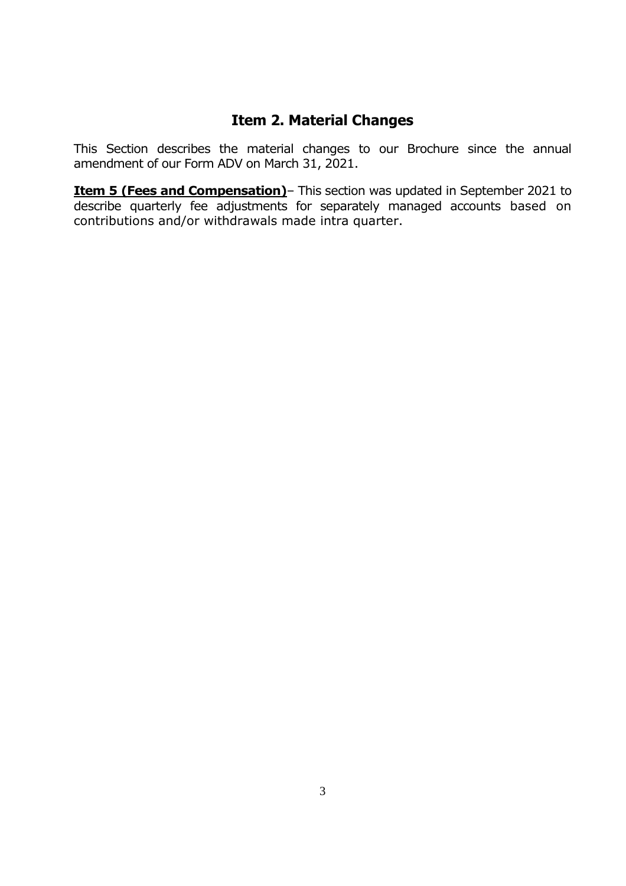## Item 2. Material Changes

This Section describes the material changes to our Brochure since the annual amendment of our Form ADV on March 31, 2021.

**Item 5 (Fees and Compensation)**– This section was updated in September 2021 to describe quarterly fee adjustments for separately managed accounts based on contributions and/or withdrawals made intra quarter.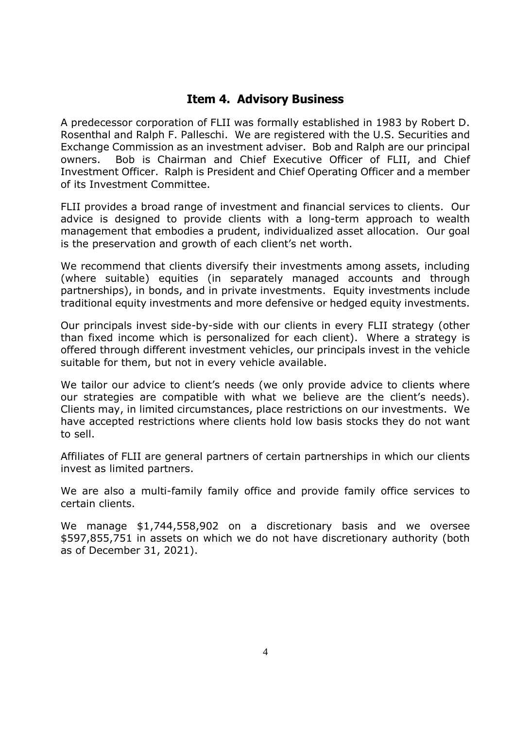## Item 4. Advisory Business

A predecessor corporation of FLII was formally established in 1983 by Robert D. Rosenthal and Ralph F. Palleschi. We are registered with the U.S. Securities and Exchange Commission as an investment adviser. Bob and Ralph are our principal owners. Bob is Chairman and Chief Executive Officer of FLII, and Chief Investment Officer. Ralph is President and Chief Operating Officer and a member of its Investment Committee.

FLII provides a broad range of investment and financial services to clients. Our advice is designed to provide clients with a long-term approach to wealth management that embodies a prudent, individualized asset allocation. Our goal is the preservation and growth of each client's net worth.

We recommend that clients diversify their investments among assets, including (where suitable) equities (in separately managed accounts and through partnerships), in bonds, and in private investments. Equity investments include traditional equity investments and more defensive or hedged equity investments.

Our principals invest side-by-side with our clients in every FLII strategy (other than fixed income which is personalized for each client). Where a strategy is offered through different investment vehicles, our principals invest in the vehicle suitable for them, but not in every vehicle available.

We tailor our advice to client's needs (we only provide advice to clients where our strategies are compatible with what we believe are the client's needs). Clients may, in limited circumstances, place restrictions on our investments. We have accepted restrictions where clients hold low basis stocks they do not want to sell.

Affiliates of FLII are general partners of certain partnerships in which our clients invest as limited partners.

We are also a multi-family family office and provide family office services to certain clients.

We manage $1,744,558,902 on a discretionary basis and we oversee $597,855,751 in assets on which we do not have discretionary authority (both as of December 31, 2021).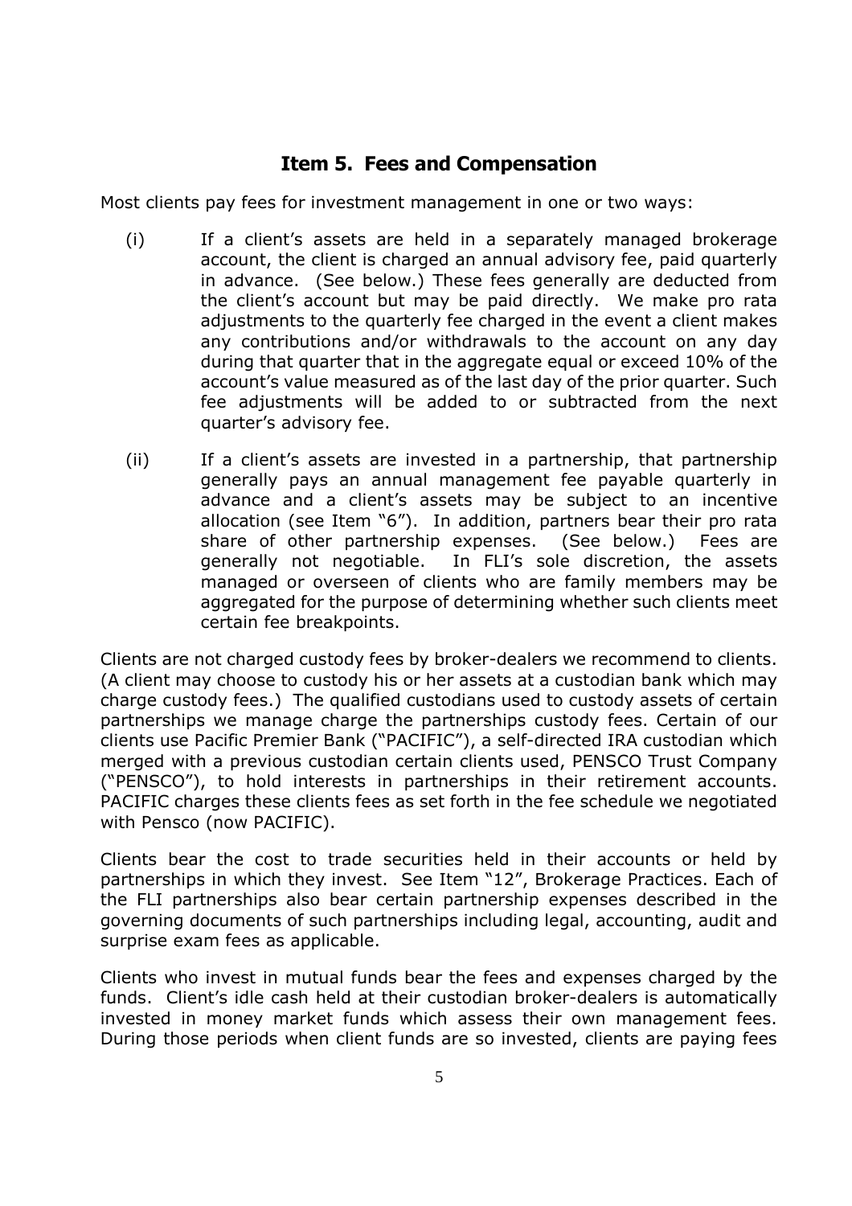## Item 5. Fees and Compensation

Most clients pay fees for investment management in one or two ways:

(i) If a client's assets are held in a separately managed brokerage account, the client is charged an annual advisory fee, paid quarterly in advance. (See below.) These fees generally are deducted from the client's account but may be paid directly. We make pro rata adjustments to the quarterly fee charged in the event a client makes any contributions and/or withdrawals to the account on any day during that quarter that in the aggregate equal or exceed 10% of the account's value measured as of the last day of the prior quarter. Such fee adjustments will be added to or subtracted from the next quarter's advisory fee.

(ii) If a client's assets are invested in a partnership, that partnership generally pays an annual management fee payable quarterly in advance and a client's assets may be subject to an incentive allocation (see Item "6"). In addition, partners bear their pro rata share of other partnership expenses. (See below.) Fees are generally not negotiable. In FLI's sole discretion, the assets managed or overseen of clients who are family members may be aggregated for the purpose of determining whether such clients meet certain fee breakpoints.

Clients are not charged custody fees by broker-dealers we recommend to clients. (A client may choose to custody his or her assets at a custodian bank which may charge custody fees.) The qualified custodians used to custody assets of certain partnerships we manage charge the partnerships custody fees. Certain of our clients use Pacific Premier Bank ("PACIFIC"), a self-directed IRA custodian which merged with a previous custodian certain clients used, PENSCO Trust Company ("PENSCO"), to hold interests in partnerships in their retirement accounts. PACIFIC charges these clients fees as set forth in the fee schedule we negotiated with Pensco (now PACIFIC).

Clients bear the cost to trade securities held in their accounts or held by partnerships in which they invest. See Item "12", Brokerage Practices. Each of the FLI partnerships also bear certain partnership expenses described in the governing documents of such partnerships including legal, accounting, audit and surprise exam fees as applicable.

Clients who invest in mutual funds bear the fees and expenses charged by the funds. Client's idle cash held at their custodian broker-dealers is automatically invested in money market funds which assess their own management fees. During those periods when client funds are so invested, clients are paying fees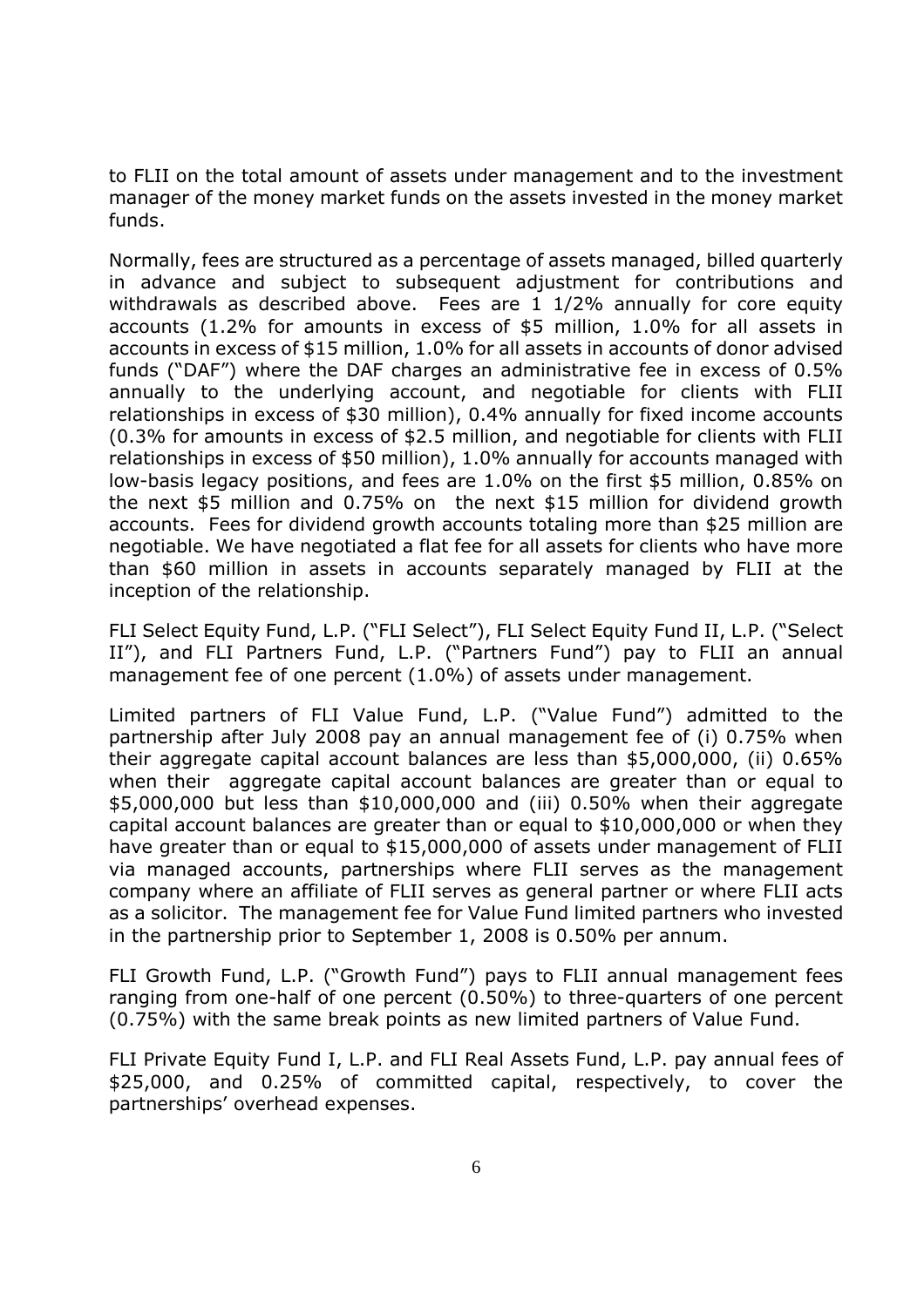to FLII on the total amount of assets under management and to the investment manager of the money market funds on the assets invested in the money market funds.

Normally, fees are structured as a percentage of assets managed, billed quarterly in advance and subject to subsequent adjustment for contributions and withdrawals as described above. Fees are 1 1/2% annually for core equity accounts (1.2% for amounts in excess of $5 million, 1.0% for all assets in accounts in excess of $15 million, 1.0% for all assets in accounts of donor advised funds ("DAF") where the DAF charges an administrative fee in excess of 0.5% annually to the underlying account, and negotiable for clients with FLII relationships in excess of $30 million), 0.4% annually for fixed income accounts (0.3% for amounts in excess of $2.5 million, and negotiable for clients with FLII relationships in excess of $50 million), 1.0% annually for accounts managed with low-basis legacy positions, and fees are 1.0% on the first $5 million, 0.85% on the next $5 million and 0.75% on the next $15 million for dividend growth accounts. Fees for dividend growth accounts totaling more than $25 million are negotiable. We have negotiated a flat fee for all assets for clients who have more than $60 million in assets in accounts separately managed by FLII at the inception of the relationship.

FLI Select Equity Fund, L.P. ("FLI Select"), FLI Select Equity Fund II, L.P. ("Select II"), and FLI Partners Fund, L.P. ("Partners Fund") pay to FLII an annual management fee of one percent (1.0%) of assets under management.

Limited partners of FLI Value Fund, L.P. ("Value Fund") admitted to the partnership after July 2008 pay an annual management fee of (i) 0.75% when their aggregate capital account balances are less than $5,000,000, (ii) 0.65% when their aggregate capital account balances are greater than or equal to $5,000,000 but less than $10,000,000 and (iii) 0.50% when their aggregate capital account balances are greater than or equal to $10,000,000 or when they have greater than or equal to $15,000,000 of assets under management of FLII via managed accounts, partnerships where FLII serves as the management company where an affiliate of FLII serves as general partner or where FLII acts as a solicitor. The management fee for Value Fund limited partners who invested in the partnership prior to September 1, 2008 is 0.50% per annum.

FLI Growth Fund, L.P. ("Growth Fund") pays to FLII annual management fees ranging from one-half of one percent (0.50%) to three-quarters of one percent (0.75%) with the same break points as new limited partners of Value Fund.

FLI Private Equity Fund I, L.P. and FLI Real Assets Fund, L.P. pay annual fees of $25,000, and 0.25% of committed capital, respectively, to cover the partnerships' overhead expenses.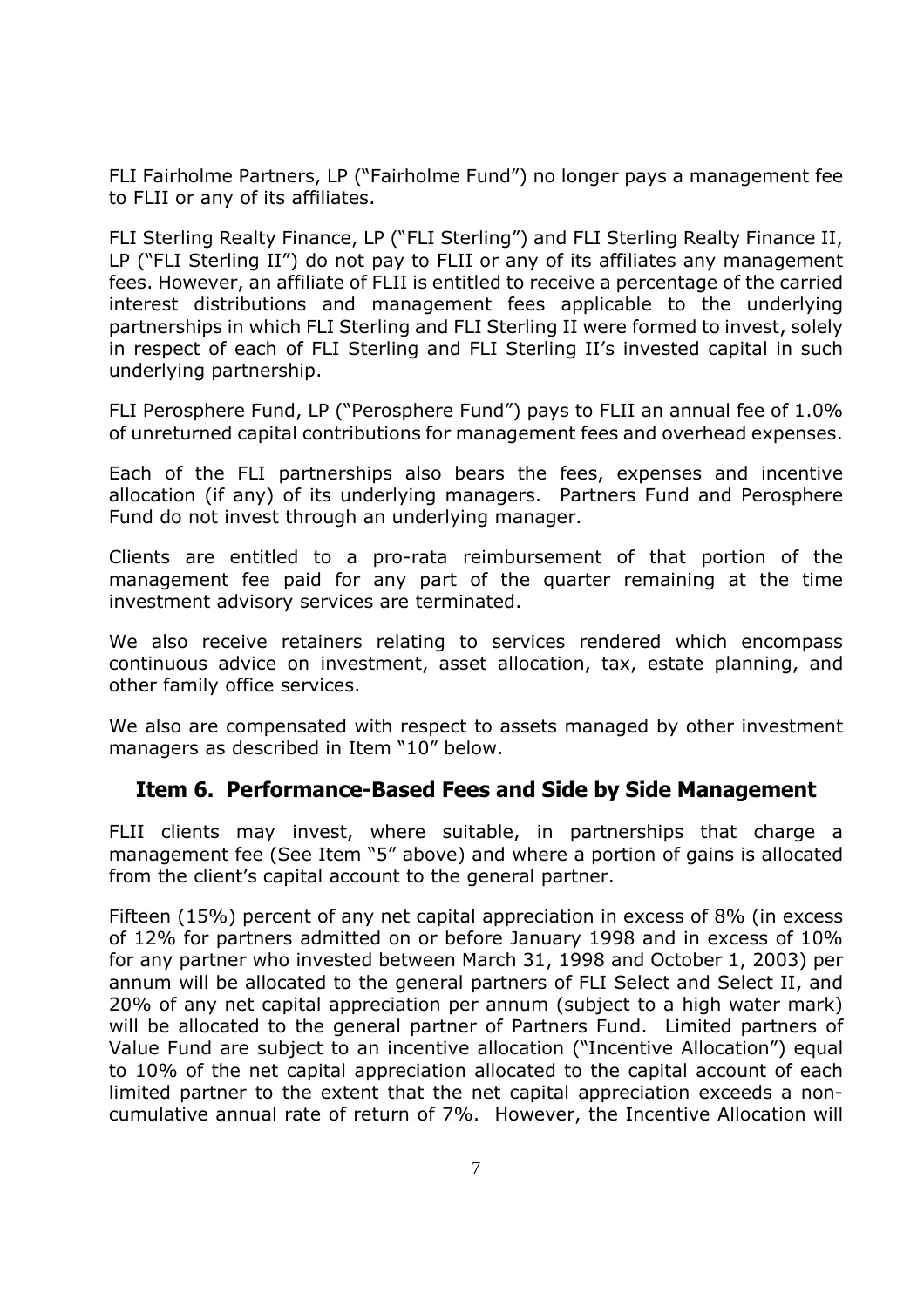FLI Fairholme Partners, LP ("Fairholme Fund") no longer pays a management fee to FLII or any of its affiliates.

FLI Sterling Realty Finance, LP ("FLI Sterling") and FLI Sterling Realty Finance II, LP ("FLI Sterling II") do not pay to FLII or any of its affiliates any management fees. However, an affiliate of FLII is entitled to receive a percentage of the carried interest distributions and management fees applicable to the underlying partnerships in which FLI Sterling and FLI Sterling II were formed to invest, solely in respect of each of FLI Sterling and FLI Sterling II's invested capital in such underlying partnership.

FLI Perosphere Fund, LP ("Perosphere Fund") pays to FLII an annual fee of 1.0% of unreturned capital contributions for management fees and overhead expenses.

Each of the FLI partnerships also bears the fees, expenses and incentive allocation (if any) of its underlying managers. Partners Fund and Perosphere Fund do not invest through an underlying manager.

Clients are entitled to a pro-rata reimbursement of that portion of the management fee paid for any part of the quarter remaining at the time investment advisory services are terminated.

We also receive retainers relating to services rendered which encompass continuous advice on investment, asset allocation, tax, estate planning, and other family office services.

We also are compensated with respect to assets managed by other investment managers as described in Item "10" below.

## Item 6. Performance-Based Fees and Side by Side Management

FLII clients may invest, where suitable, in partnerships that charge a management fee (See Item "5" above) and where a portion of gains is allocated from the client's capital account to the general partner.

Fifteen (15%) percent of any net capital appreciation in excess of 8% (in excess of 12% for partners admitted on or before January 1998 and in excess of 10% for any partner who invested between March 31, 1998 and October 1, 2003) per annum will be allocated to the general partners of FLI Select and Select II, and 20% of any net capital appreciation per annum (subject to a high water mark) will be allocated to the general partner of Partners Fund. Limited partners of Value Fund are subject to an incentive allocation ("Incentive Allocation") equal to 10% of the net capital appreciation allocated to the capital account of each limited partner to the extent that the net capital appreciation exceeds a non-cumulative annual rate of return of 7%. However, the Incentive Allocation will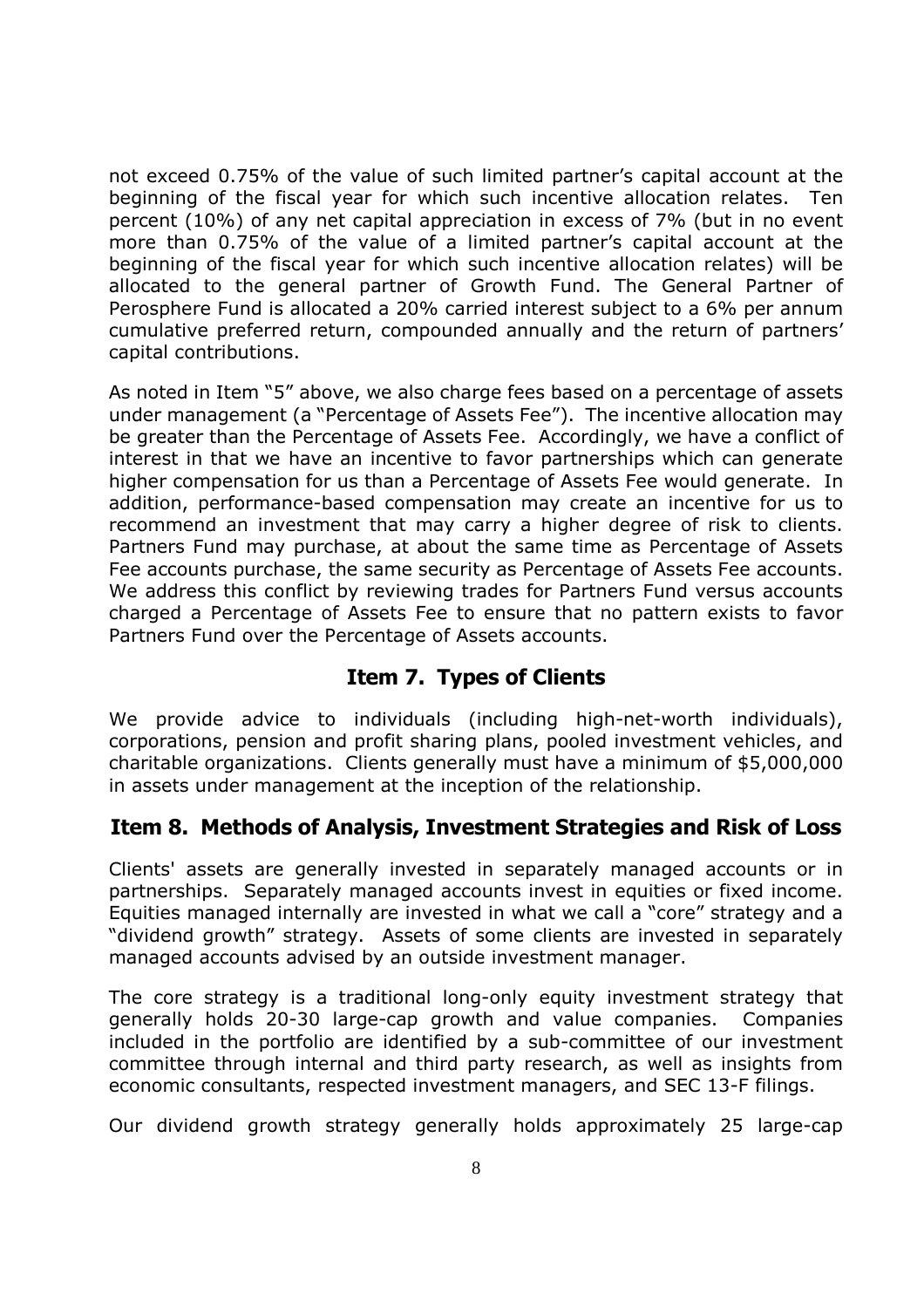not exceed 0.75% of the value of such limited partner's capital account at the beginning of the fiscal year for which such incentive allocation relates. Ten percent (10%) of any net capital appreciation in excess of 7% (but in no event more than 0.75% of the value of a limited partner's capital account at the beginning of the fiscal year for which such incentive allocation relates) will be allocated to the general partner of Growth Fund. The General Partner of Perosphere Fund is allocated a 20% carried interest subject to a 6% per annum cumulative preferred return, compounded annually and the return of partners' capital contributions.

As noted in Item "5" above, we also charge fees based on a percentage of assets under management (a "Percentage of Assets Fee"). The incentive allocation may be greater than the Percentage of Assets Fee. Accordingly, we have a conflict of interest in that we have an incentive to favor partnerships which can generate higher compensation for us than a Percentage of Assets Fee would generate. In addition, performance-based compensation may create an incentive for us to recommend an investment that may carry a higher degree of risk to clients. Partners Fund may purchase, at about the same time as Percentage of Assets Fee accounts purchase, the same security as Percentage of Assets Fee accounts. We address this conflict by reviewing trades for Partners Fund versus accounts charged a Percentage of Assets Fee to ensure that no pattern exists to favor Partners Fund over the Percentage of Assets accounts.

## Item 7. Types of Clients

We provide advice to individuals (including high-net-worth individuals), corporations, pension and profit sharing plans, pooled investment vehicles, and charitable organizations. Clients generally must have a minimum of $5,000,000 in assets under management at the inception of the relationship.

## Item 8. Methods of Analysis, Investment Strategies and Risk of Loss

Clients' assets are generally invested in separately managed accounts or in partnerships. Separately managed accounts invest in equities or fixed income. Equities managed internally are invested in what we call a "core" strategy and a "dividend growth" strategy. Assets of some clients are invested in separately managed accounts advised by an outside investment manager.

The core strategy is a traditional long-only equity investment strategy that generally holds 20-30 large-cap growth and value companies. Companies included in the portfolio are identified by a sub-committee of our investment committee through internal and third party research, as well as insights from economic consultants, respected investment managers, and SEC 13-F filings.

Our dividend growth strategy generally holds approximately 25 large-cap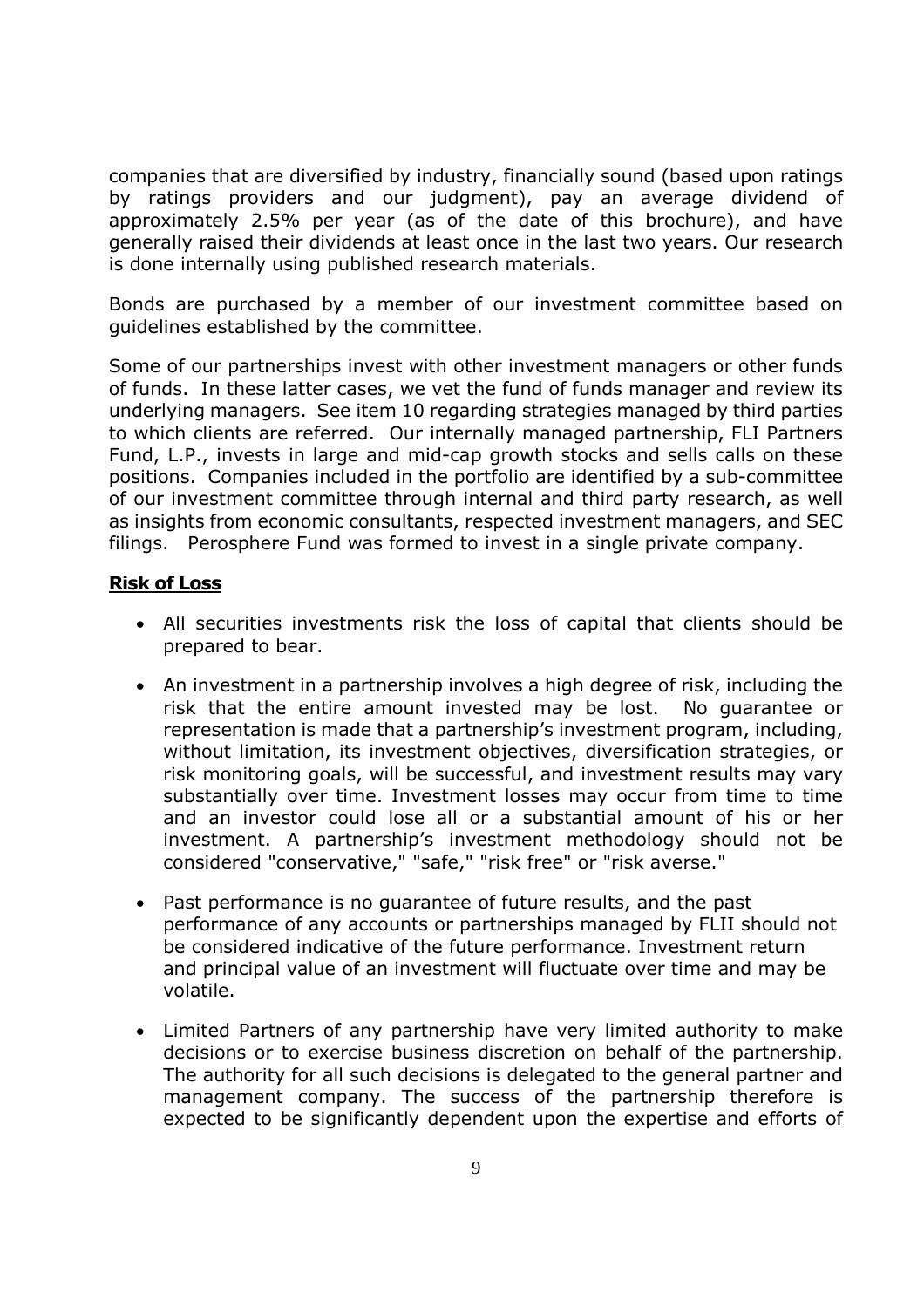companies that are diversified by industry, financially sound (based upon ratings by ratings providers and our judgment), pay an average dividend of approximately 2.5% per year (as of the date of this brochure), and have generally raised their dividends at least once in the last two years. Our research is done internally using published research materials.

Bonds are purchased by a member of our investment committee based on guidelines established by the committee.

Some of our partnerships invest with other investment managers or other funds of funds. In these latter cases, we vet the fund of funds manager and review its underlying managers. See item 10 regarding strategies managed by third parties to which clients are referred. Our internally managed partnership, FLI Partners Fund, L.P., invests in large and mid-cap growth stocks and sells calls on these positions. Companies included in the portfolio are identified by a sub-committee of our investment committee through internal and third party research, as well as insights from economic consultants, respected investment managers, and SEC filings. Perosphere Fund was formed to invest in a single private company.

## Risk of Loss

- All securities investments risk the loss of capital that clients should be prepared to bear.
- An investment in a partnership involves a high degree of risk, including the risk that the entire amount invested may be lost. No guarantee or representation is made that a partnership's investment program, including, without limitation, its investment objectives, diversification strategies, or risk monitoring goals, will be successful, and investment results may vary substantially over time. Investment losses may occur from time to time and an investor could lose all or a substantial amount of his or her investment. A partnership's investment methodology should not be considered "conservative," "safe," "risk free" or "risk averse."
- Past performance is no guarantee of future results, and the past performance of any accounts or partnerships managed by FLII should not be considered indicative of the future performance. Investment return and principal value of an investment will fluctuate over time and may be volatile.
- Limited Partners of any partnership have very limited authority to make decisions or to exercise business discretion on behalf of the partnership. The authority for all such decisions is delegated to the general partner and management company. The success of the partnership therefore is expected to be significantly dependent upon the expertise and efforts of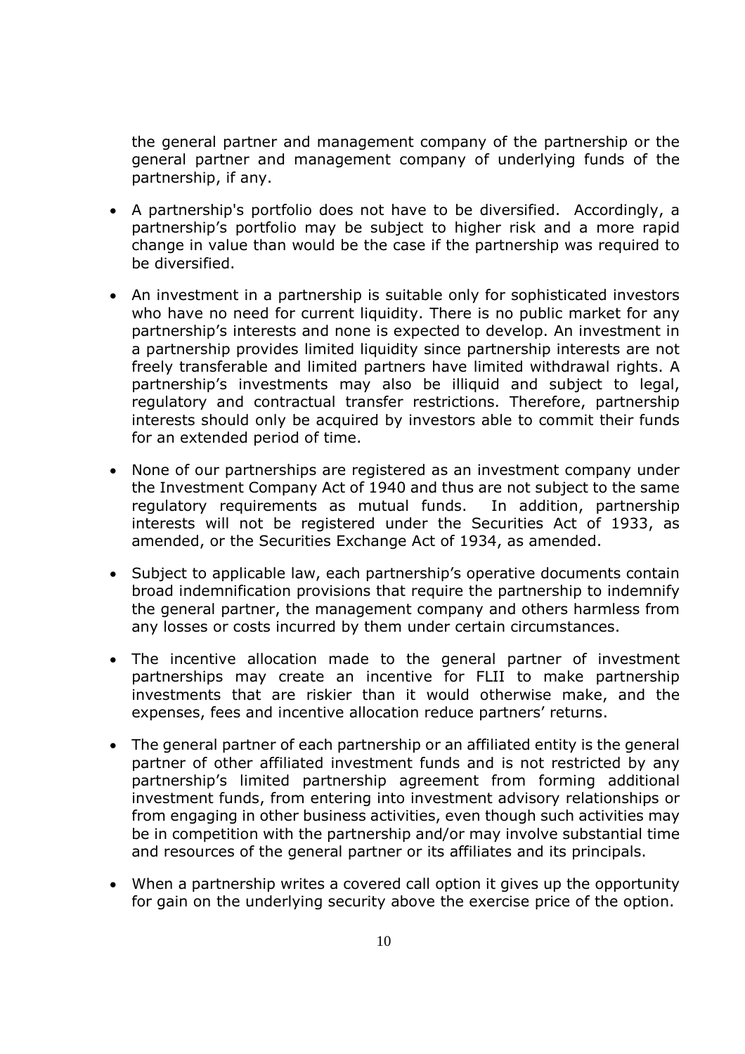the general partner and management company of the partnership or the general partner and management company of underlying funds of the partnership, if any.

- A partnership's portfolio does not have to be diversified. Accordingly, a partnership's portfolio may be subject to higher risk and a more rapid change in value than would be the case if the partnership was required to be diversified.
- An investment in a partnership is suitable only for sophisticated investors who have no need for current liquidity. There is no public market for any partnership's interests and none is expected to develop. An investment in a partnership provides limited liquidity since partnership interests are not freely transferable and limited partners have limited withdrawal rights. A partnership's investments may also be illiquid and subject to legal, regulatory and contractual transfer restrictions. Therefore, partnership interests should only be acquired by investors able to commit their funds for an extended period of time.
- None of our partnerships are registered as an investment company under the Investment Company Act of 1940 and thus are not subject to the same regulatory requirements as mutual funds. In addition, partnership interests will not be registered under the Securities Act of 1933, as amended, or the Securities Exchange Act of 1934, as amended.
- Subject to applicable law, each partnership's operative documents contain broad indemnification provisions that require the partnership to indemnify the general partner, the management company and others harmless from any losses or costs incurred by them under certain circumstances.
- The incentive allocation made to the general partner of investment partnerships may create an incentive for FLII to make partnership investments that are riskier than it would otherwise make, and the expenses, fees and incentive allocation reduce partners' returns.
- The general partner of each partnership or an affiliated entity is the general partner of other affiliated investment funds and is not restricted by any partnership's limited partnership agreement from forming additional investment funds, from entering into investment advisory relationships or from engaging in other business activities, even though such activities may be in competition with the partnership and/or may involve substantial time and resources of the general partner or its affiliates and its principals.
- When a partnership writes a covered call option it gives up the opportunity for gain on the underlying security above the exercise price of the option.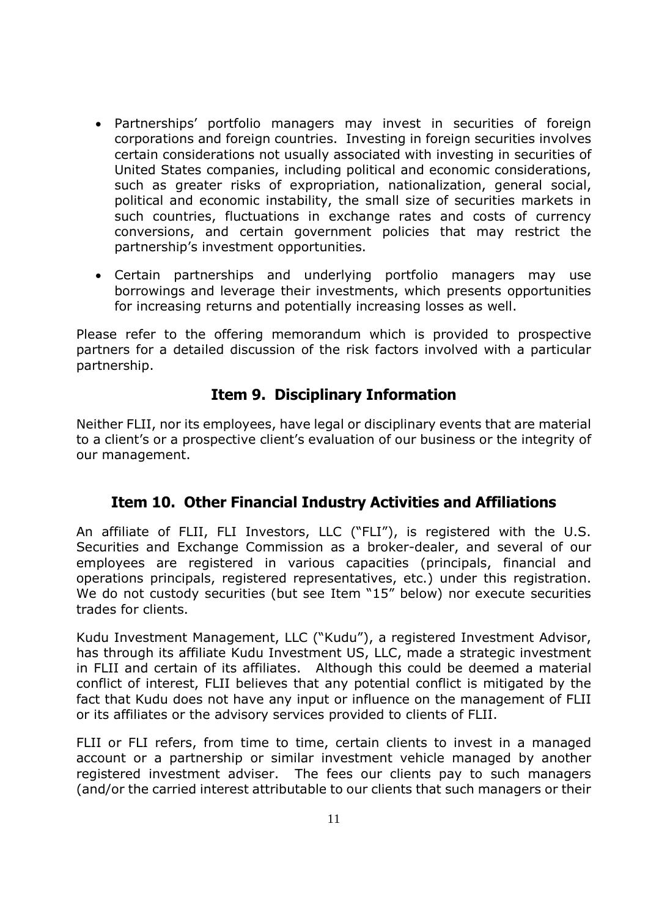- Partnerships' portfolio managers may invest in securities of foreign corporations and foreign countries. Investing in foreign securities involves certain considerations not usually associated with investing in securities of United States companies, including political and economic considerations, such as greater risks of expropriation, nationalization, general social, political and economic instability, the small size of securities markets in such countries, fluctuations in exchange rates and costs of currency conversions, and certain government policies that may restrict the partnership's investment opportunities.
- Certain partnerships and underlying portfolio managers may use borrowings and leverage their investments, which presents opportunities for increasing returns and potentially increasing losses as well.

Please refer to the offering memorandum which is provided to prospective partners for a detailed discussion of the risk factors involved with a particular partnership.

## Item 9. Disciplinary Information

Neither FLII, nor its employees, have legal or disciplinary events that are material to a client's or a prospective client's evaluation of our business or the integrity of our management.

## Item 10. Other Financial Industry Activities and Affiliations

An affiliate of FLII, FLI Investors, LLC ("FLI"), is registered with the U.S. Securities and Exchange Commission as a broker-dealer, and several of our employees are registered in various capacities (principals, financial and operations principals, registered representatives, etc.) under this registration. We do not custody securities (but see Item "15" below) nor execute securities trades for clients.

Kudu Investment Management, LLC ("Kudu"), a registered Investment Advisor, has through its affiliate Kudu Investment US, LLC, made a strategic investment in FLII and certain of its affiliates. Although this could be deemed a material conflict of interest, FLII believes that any potential conflict is mitigated by the fact that Kudu does not have any input or influence on the management of FLII or its affiliates or the advisory services provided to clients of FLII.

FLII or FLI refers, from time to time, certain clients to invest in a managed account or a partnership or similar investment vehicle managed by another registered investment adviser. The fees our clients pay to such managers (and/or the carried interest attributable to our clients that such managers or their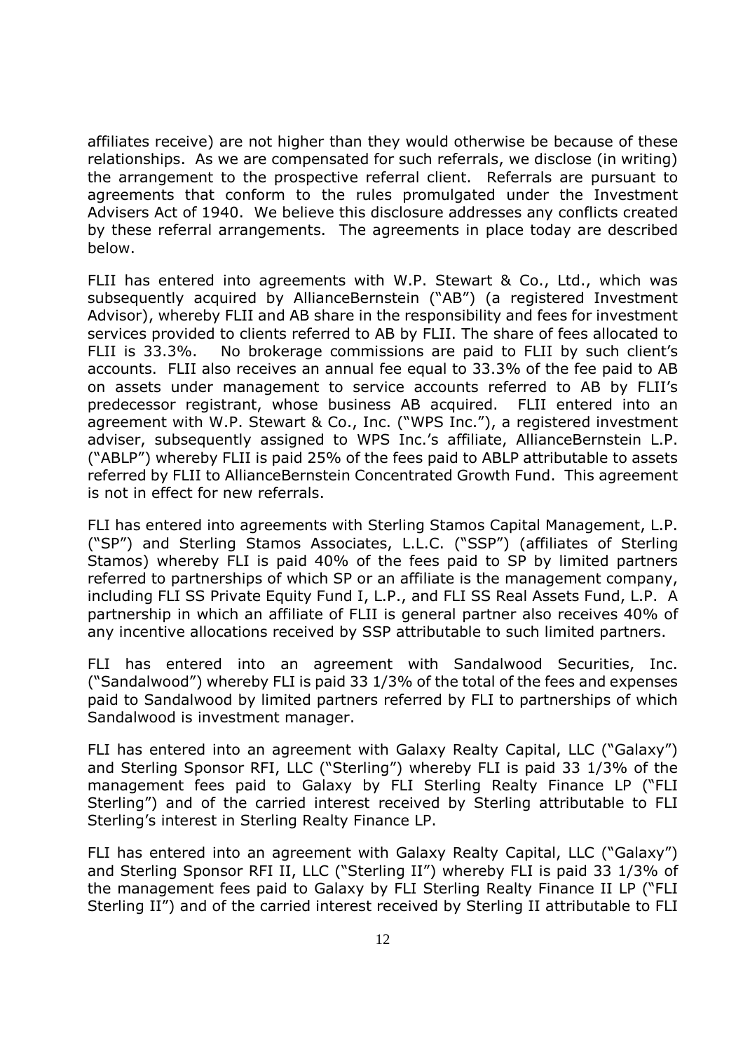affiliates receive) are not higher than they would otherwise be because of these relationships. As we are compensated for such referrals, we disclose (in writing) the arrangement to the prospective referral client. Referrals are pursuant to agreements that conform to the rules promulgated under the Investment Advisers Act of 1940. We believe this disclosure addresses any conflicts created by these referral arrangements. The agreements in place today are described below.

FLII has entered into agreements with W.P. Stewart & Co., Ltd., which was subsequently acquired by AllianceBernstein ("AB") (a registered Investment Advisor), whereby FLII and AB share in the responsibility and fees for investment services provided to clients referred to AB by FLII. The share of fees allocated to FLII is 33.3%. No brokerage commissions are paid to FLII by such client's accounts. FLII also receives an annual fee equal to 33.3% of the fee paid to AB on assets under management to service accounts referred to AB by FLII's predecessor registrant, whose business AB acquired. FLII entered into an agreement with W.P. Stewart & Co., Inc. ("WPS Inc."), a registered investment adviser, subsequently assigned to WPS Inc.'s affiliate, AllianceBernstein L.P. ("ABLP") whereby FLII is paid 25% of the fees paid to ABLP attributable to assets referred by FLII to AllianceBernstein Concentrated Growth Fund. This agreement is not in effect for new referrals.

FLI has entered into agreements with Sterling Stamos Capital Management, L.P. ("SP") and Sterling Stamos Associates, L.L.C. ("SSP") (affiliates of Sterling Stamos) whereby FLI is paid 40% of the fees paid to SP by limited partners referred to partnerships of which SP or an affiliate is the management company, including FLI SS Private Equity Fund I, L.P., and FLI SS Real Assets Fund, L.P. A partnership in which an affiliate of FLII is general partner also receives 40% of any incentive allocations received by SSP attributable to such limited partners.

FLI has entered into an agreement with Sandalwood Securities, Inc. ("Sandalwood") whereby FLI is paid 33 1/3% of the total of the fees and expenses paid to Sandalwood by limited partners referred by FLI to partnerships of which Sandalwood is investment manager.

FLI has entered into an agreement with Galaxy Realty Capital, LLC ("Galaxy") and Sterling Sponsor RFI, LLC ("Sterling") whereby FLI is paid 33 1/3% of the management fees paid to Galaxy by FLI Sterling Realty Finance LP ("FLI Sterling") and of the carried interest received by Sterling attributable to FLI Sterling's interest in Sterling Realty Finance LP.

FLI has entered into an agreement with Galaxy Realty Capital, LLC ("Galaxy") and Sterling Sponsor RFI II, LLC ("Sterling II") whereby FLI is paid 33 1/3% of the management fees paid to Galaxy by FLI Sterling Realty Finance II LP ("FLI Sterling II") and of the carried interest received by Sterling II attributable to FLI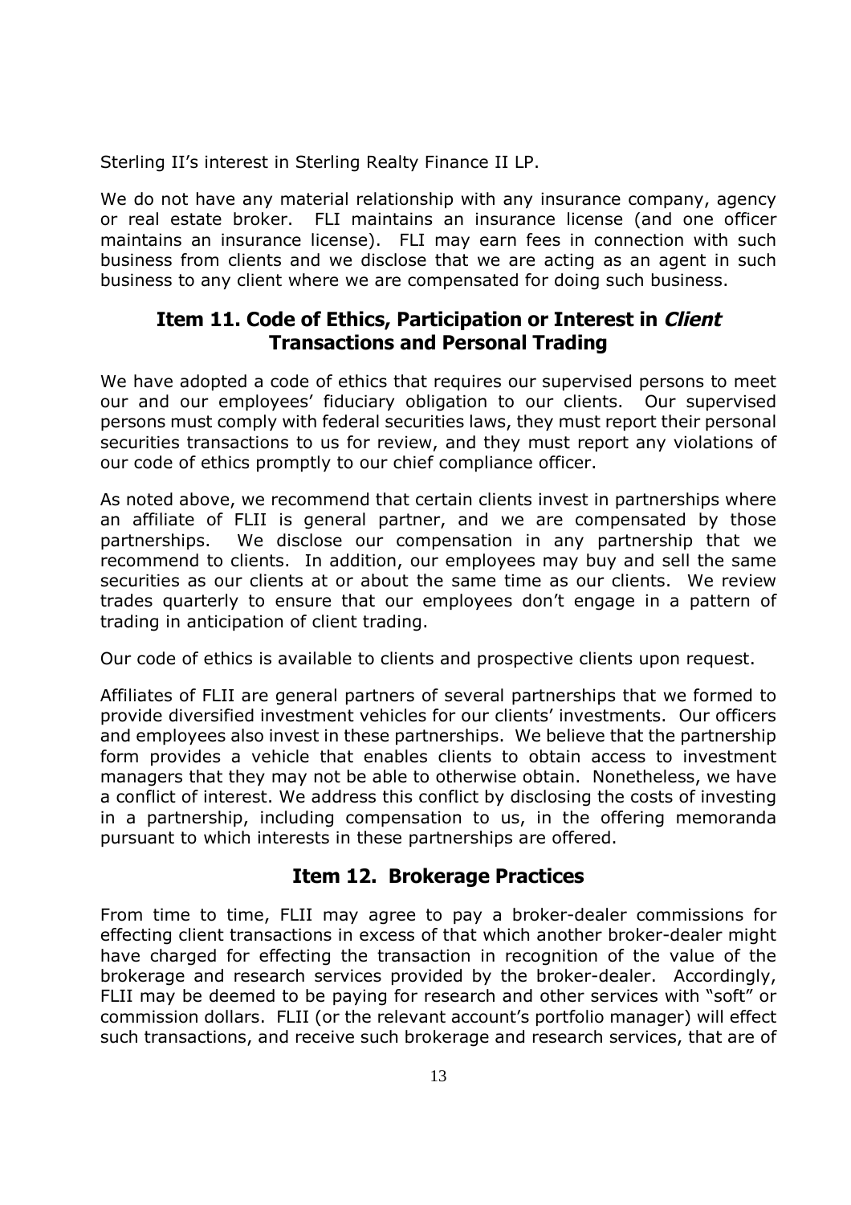Sterling II's interest in Sterling Realty Finance II LP.

We do not have any material relationship with any insurance company, agency or real estate broker. FLI maintains an insurance license (and one officer maintains an insurance license). FLI may earn fees in connection with such business from clients and we disclose that we are acting as an agent in such business to any client where we are compensated for doing such business.

## Item 11. Code of Ethics, Participation or Interest in *Client* Transactions and Personal Trading

We have adopted a code of ethics that requires our supervised persons to meet our and our employees' fiduciary obligation to our clients. Our supervised persons must comply with federal securities laws, they must report their personal securities transactions to us for review, and they must report any violations of our code of ethics promptly to our chief compliance officer.

As noted above, we recommend that certain clients invest in partnerships where an affiliate of FLII is general partner, and we are compensated by those partnerships. We disclose our compensation in any partnership that we recommend to clients. In addition, our employees may buy and sell the same securities as our clients at or about the same time as our clients. We review trades quarterly to ensure that our employees don't engage in a pattern of trading in anticipation of client trading.

Our code of ethics is available to clients and prospective clients upon request.

Affiliates of FLII are general partners of several partnerships that we formed to provide diversified investment vehicles for our clients' investments. Our officers and employees also invest in these partnerships. We believe that the partnership form provides a vehicle that enables clients to obtain access to investment managers that they may not be able to otherwise obtain. Nonetheless, we have a conflict of interest. We address this conflict by disclosing the costs of investing in a partnership, including compensation to us, in the offering memoranda pursuant to which interests in these partnerships are offered.

## Item 12. Brokerage Practices

From time to time, FLII may agree to pay a broker-dealer commissions for effecting client transactions in excess of that which another broker-dealer might have charged for effecting the transaction in recognition of the value of the brokerage and research services provided by the broker-dealer. Accordingly, FLII may be deemed to be paying for research and other services with "soft" or commission dollars. FLII (or the relevant account's portfolio manager) will effect such transactions, and receive such brokerage and research services, that are of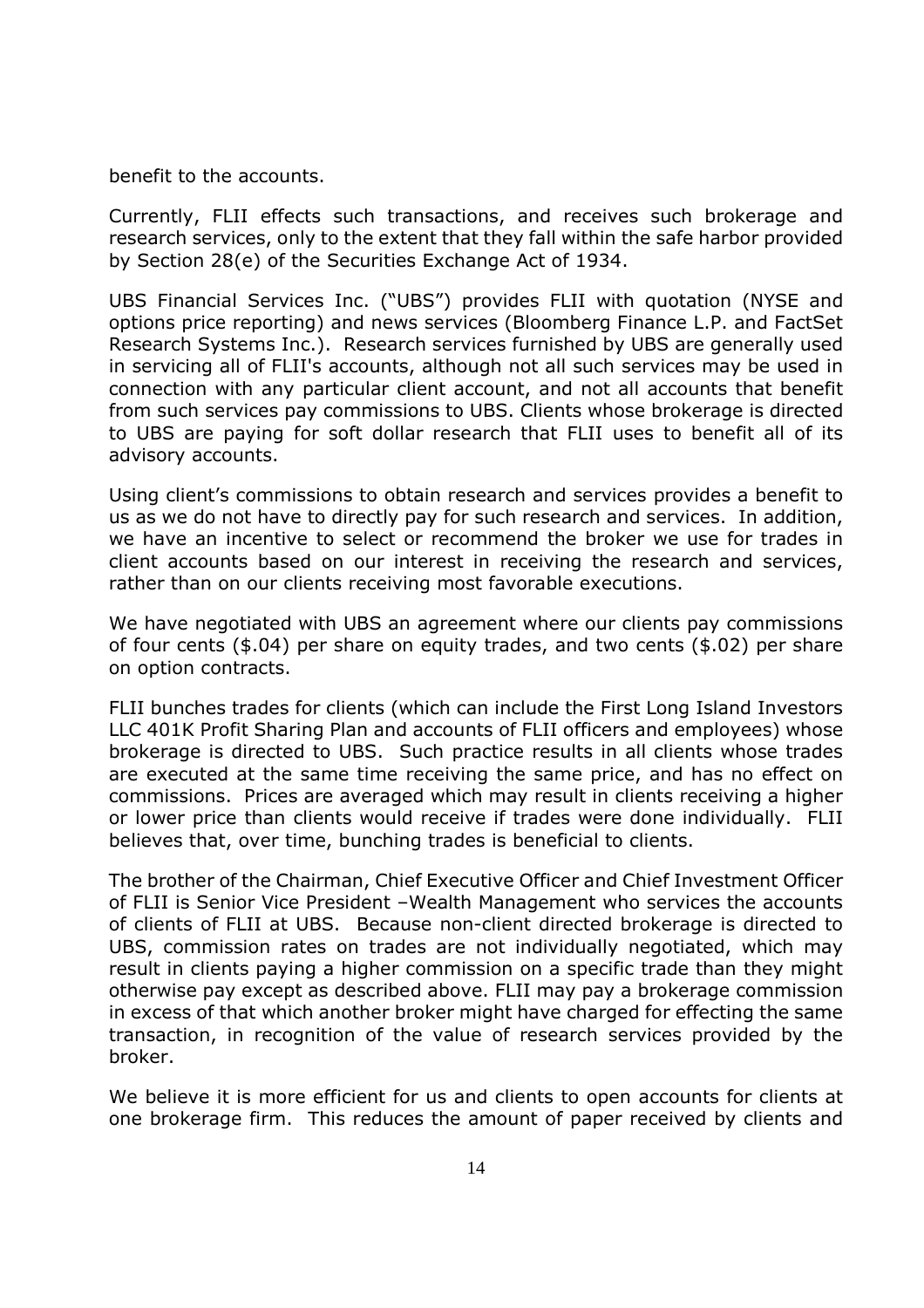benefit to the accounts.

Currently, FLII effects such transactions, and receives such brokerage and research services, only to the extent that they fall within the safe harbor provided by Section 28(e) of the Securities Exchange Act of 1934.

UBS Financial Services Inc. ("UBS") provides FLII with quotation (NYSE and options price reporting) and news services (Bloomberg Finance L.P. and FactSet Research Systems Inc.). Research services furnished by UBS are generally used in servicing all of FLII's accounts, although not all such services may be used in connection with any particular client account, and not all accounts that benefit from such services pay commissions to UBS. Clients whose brokerage is directed to UBS are paying for soft dollar research that FLII uses to benefit all of its advisory accounts.

Using client's commissions to obtain research and services provides a benefit to us as we do not have to directly pay for such research and services. In addition, we have an incentive to select or recommend the broker we use for trades in client accounts based on our interest in receiving the research and services, rather than on our clients receiving most favorable executions.

We have negotiated with UBS an agreement where our clients pay commissions of four cents ($.04) per share on equity trades, and two cents ($.02) per share on option contracts.

FLII bunches trades for clients (which can include the First Long Island Investors LLC 401K Profit Sharing Plan and accounts of FLII officers and employees) whose brokerage is directed to UBS. Such practice results in all clients whose trades are executed at the same time receiving the same price, and has no effect on commissions. Prices are averaged which may result in clients receiving a higher or lower price than clients would receive if trades were done individually. FLII believes that, over time, bunching trades is beneficial to clients.

The brother of the Chairman, Chief Executive Officer and Chief Investment Officer of FLII is Senior Vice President –Wealth Management who services the accounts of clients of FLII at UBS. Because non-client directed brokerage is directed to UBS, commission rates on trades are not individually negotiated, which may result in clients paying a higher commission on a specific trade than they might otherwise pay except as described above. FLII may pay a brokerage commission in excess of that which another broker might have charged for effecting the same transaction, in recognition of the value of research services provided by the broker.

We believe it is more efficient for us and clients to open accounts for clients at one brokerage firm. This reduces the amount of paper received by clients and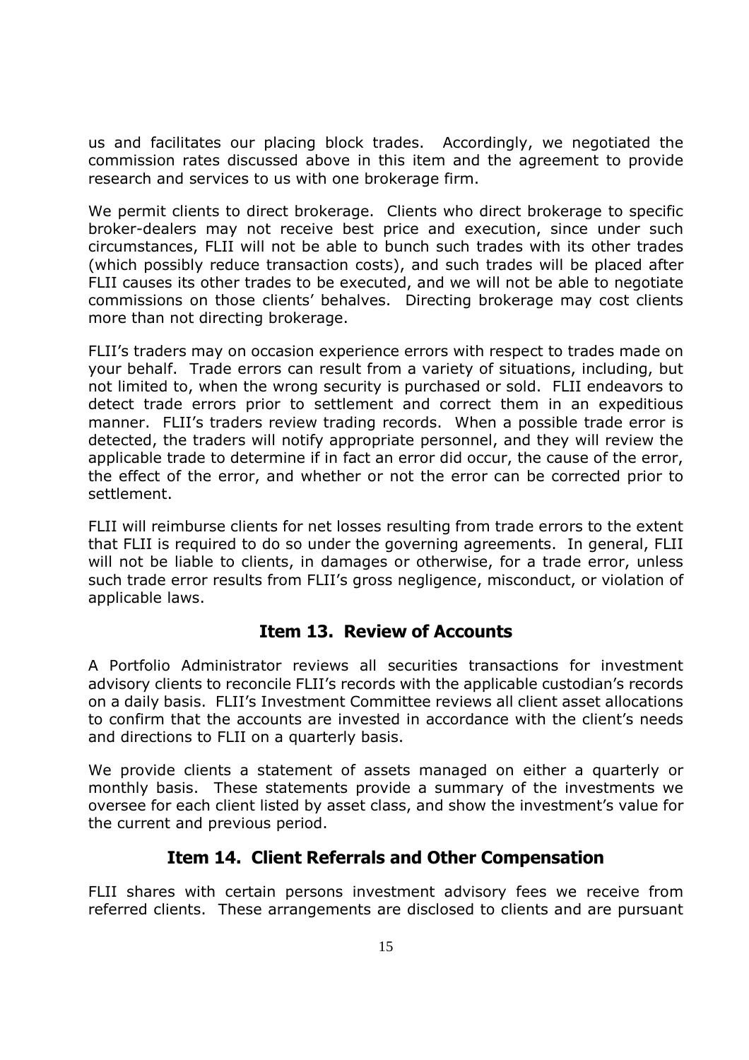us and facilitates our placing block trades. Accordingly, we negotiated the commission rates discussed above in this item and the agreement to provide research and services to us with one brokerage firm.

We permit clients to direct brokerage. Clients who direct brokerage to specific broker-dealers may not receive best price and execution, since under such circumstances, FLII will not be able to bunch such trades with its other trades (which possibly reduce transaction costs), and such trades will be placed after FLII causes its other trades to be executed, and we will not be able to negotiate commissions on those clients' behalves. Directing brokerage may cost clients more than not directing brokerage.

FLII's traders may on occasion experience errors with respect to trades made on your behalf. Trade errors can result from a variety of situations, including, but not limited to, when the wrong security is purchased or sold. FLII endeavors to detect trade errors prior to settlement and correct them in an expeditious manner. FLII's traders review trading records. When a possible trade error is detected, the traders will notify appropriate personnel, and they will review the applicable trade to determine if in fact an error did occur, the cause of the error, the effect of the error, and whether or not the error can be corrected prior to settlement.

FLII will reimburse clients for net losses resulting from trade errors to the extent that FLII is required to do so under the governing agreements. In general, FLII will not be liable to clients, in damages or otherwise, for a trade error, unless such trade error results from FLII's gross negligence, misconduct, or violation of applicable laws.

## Item 13. Review of Accounts

A Portfolio Administrator reviews all securities transactions for investment advisory clients to reconcile FLII's records with the applicable custodian's records on a daily basis. FLII's Investment Committee reviews all client asset allocations to confirm that the accounts are invested in accordance with the client's needs and directions to FLII on a quarterly basis.

We provide clients a statement of assets managed on either a quarterly or monthly basis. These statements provide a summary of the investments we oversee for each client listed by asset class, and show the investment's value for the current and previous period.

## Item 14. Client Referrals and Other Compensation

FLII shares with certain persons investment advisory fees we receive from referred clients. These arrangements are disclosed to clients and are pursuant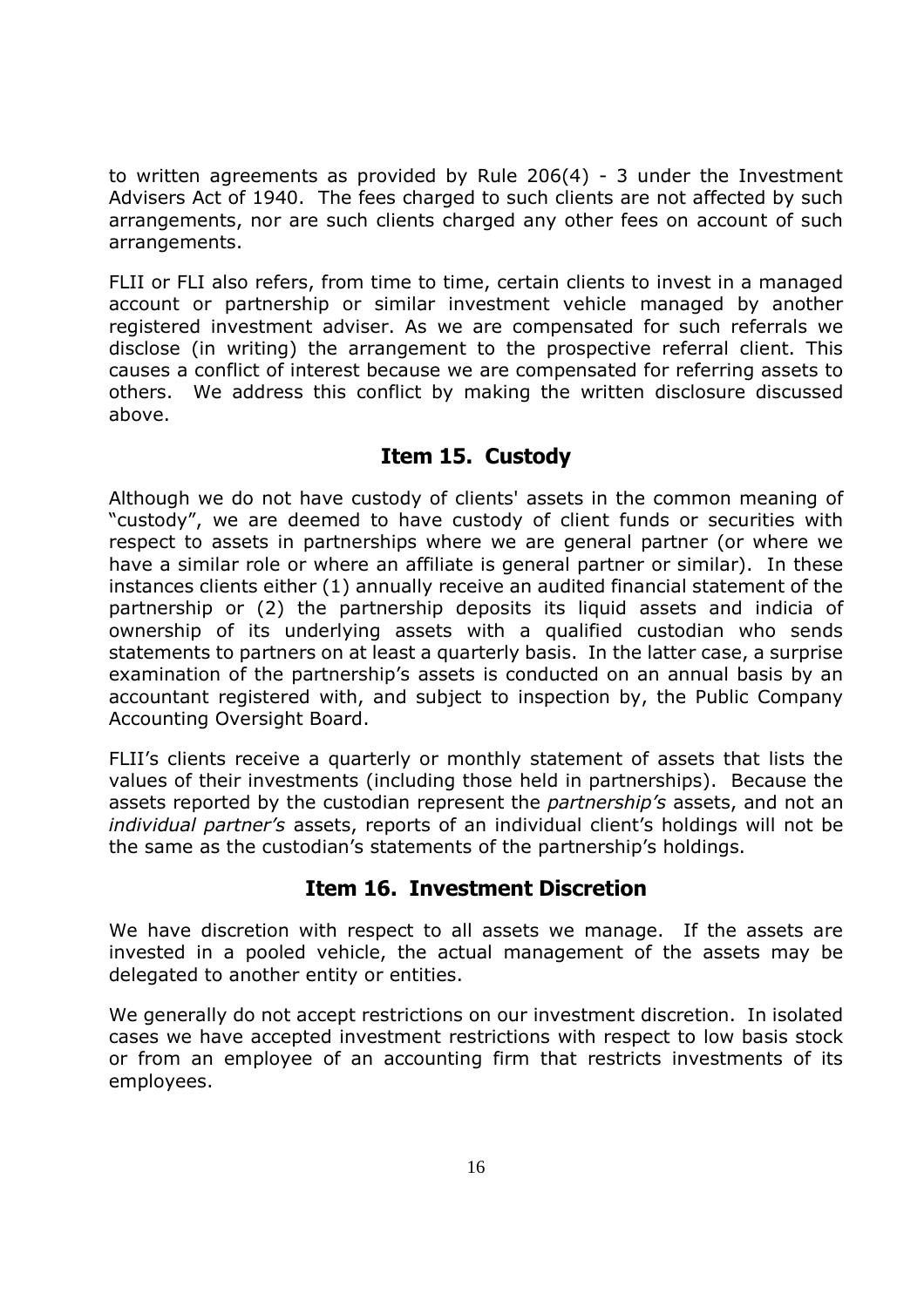to written agreements as provided by Rule 206(4) - 3 under the Investment Advisers Act of 1940. The fees charged to such clients are not affected by such arrangements, nor are such clients charged any other fees on account of such arrangements.

FLII or FLI also refers, from time to time, certain clients to invest in a managed account or partnership or similar investment vehicle managed by another registered investment adviser. As we are compensated for such referrals we disclose (in writing) the arrangement to the prospective referral client. This causes a conflict of interest because we are compensated for referring assets to others. We address this conflict by making the written disclosure discussed above.

## Item 15. Custody

Although we do not have custody of clients' assets in the common meaning of "custody", we are deemed to have custody of client funds or securities with respect to assets in partnerships where we are general partner (or where we have a similar role or where an affiliate is general partner or similar). In these instances clients either (1) annually receive an audited financial statement of the partnership or (2) the partnership deposits its liquid assets and indicia of ownership of its underlying assets with a qualified custodian who sends statements to partners on at least a quarterly basis. In the latter case, a surprise examination of the partnership's assets is conducted on an annual basis by an accountant registered with, and subject to inspection by, the Public Company Accounting Oversight Board.

FLII's clients receive a quarterly or monthly statement of assets that lists the values of their investments (including those held in partnerships). Because the assets reported by the custodian represent the *partnership's* assets, and not an *individual partner's* assets, reports of an individual client's holdings will not be the same as the custodian's statements of the partnership's holdings.

## Item 16. Investment Discretion

We have discretion with respect to all assets we manage. If the assets are invested in a pooled vehicle, the actual management of the assets may be delegated to another entity or entities.

We generally do not accept restrictions on our investment discretion. In isolated cases we have accepted investment restrictions with respect to low basis stock or from an employee of an accounting firm that restricts investments of its employees.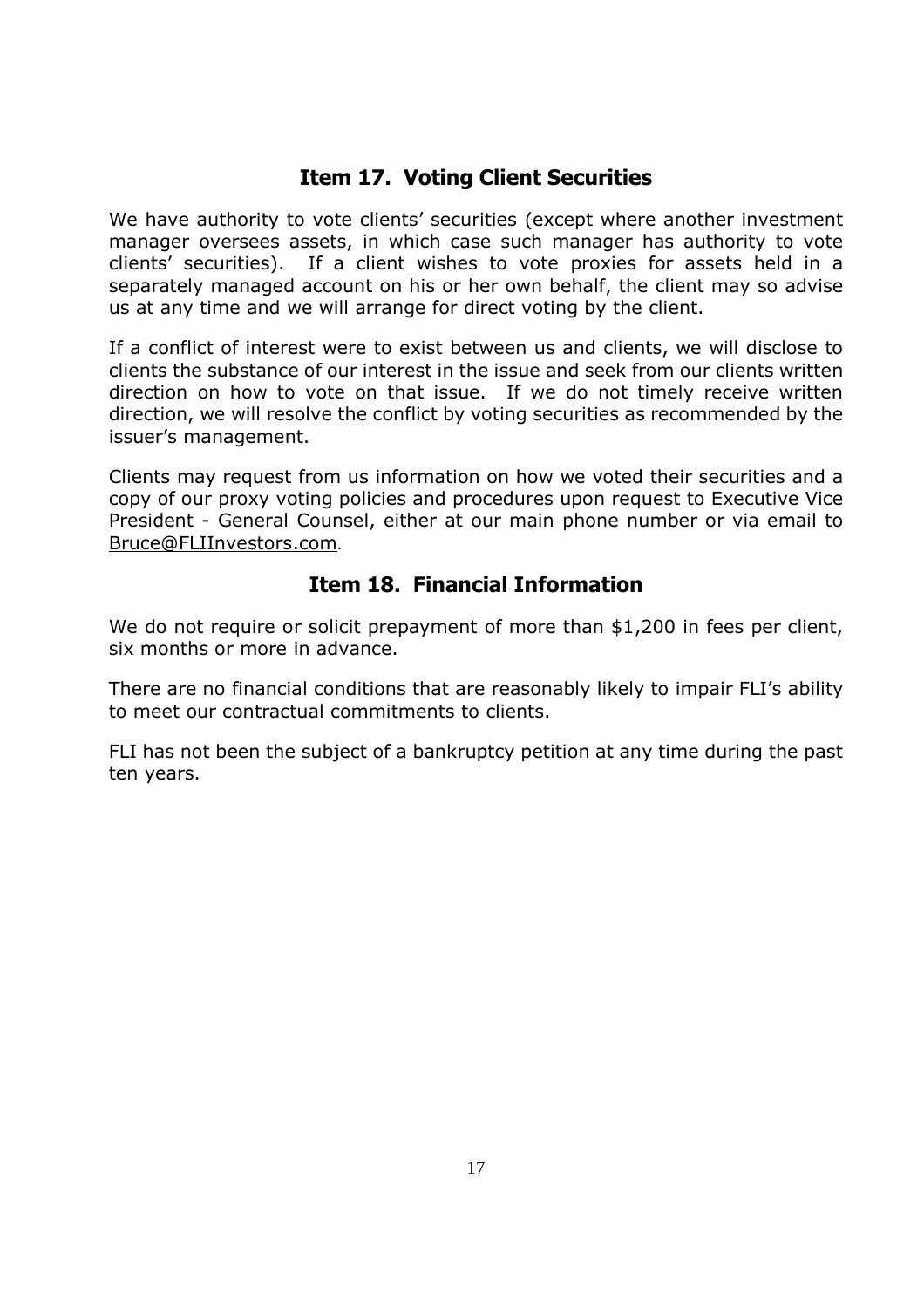## Item 17. Voting Client Securities

We have authority to vote clients' securities (except where another investment manager oversees assets, in which case such manager has authority to vote clients' securities). If a client wishes to vote proxies for assets held in a separately managed account on his or her own behalf, the client may so advise us at any time and we will arrange for direct voting by the client.

If a conflict of interest were to exist between us and clients, we will disclose to clients the substance of our interest in the issue and seek from our clients written direction on how to vote on that issue. If we do not timely receive written direction, we will resolve the conflict by voting securities as recommended by the issuer's management.

Clients may request from us information on how we voted their securities and a copy of our proxy voting policies and procedures upon request to Executive Vice President - General Counsel, either at our main phone number or via email to Bruce@FLIInvestors.com.

## Item 18. Financial Information

We do not require or solicit prepayment of more than $1,200 in fees per client, six months or more in advance.

There are no financial conditions that are reasonably likely to impair FLI's ability to meet our contractual commitments to clients.

FLI has not been the subject of a bankruptcy petition at any time during the past ten years.